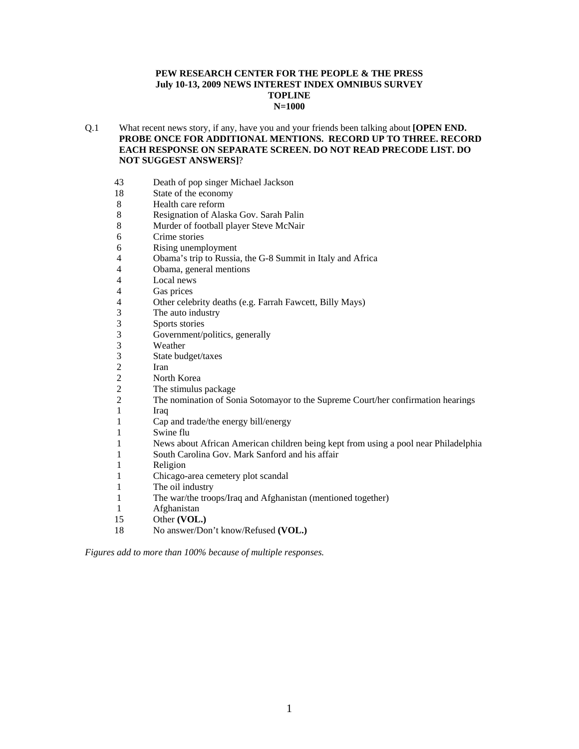**PEW RESEARCH CENTER FOR THE PEOPLE & THE PRESS**
**July 10-13, 2009 NEWS INTEREST INDEX OMNIBUS SURVEY**
**TOPLINE**
**N=1000**

Q.1 What recent news story, if any, have you and your friends been talking about **[OPEN END. PROBE ONCE FOR ADDITIONAL MENTIONS. RECORD UP TO THREE. RECORD EACH RESPONSE ON SEPARATE SCREEN. DO NOT READ PRECODE LIST. DO NOT SUGGEST ANSWERS]**?

| | |
|---|---|
| 43 | Death of pop singer Michael Jackson |
| 18 | State of the economy |
| 8 | Health care reform |
| 8 | Resignation of Alaska Gov. Sarah Palin |
| 8 | Murder of football player Steve McNair |
| 6 | Crime stories |
| 6 | Rising unemployment |
| 4 | Obama's trip to Russia, the G-8 Summit in Italy and Africa |
| 4 | Obama, general mentions |
| 4 | Local news |
| 4 | Gas prices |
| 4 | Other celebrity deaths (e.g. Farrah Fawcett, Billy Mays) |
| 3 | The auto industry |
| 3 | Sports stories |
| 3 | Government/politics, generally |
| 3 | Weather |
| 3 | State budget/taxes |
| 2 | Iran |
| 2 | North Korea |
| 2 | The stimulus package |
| 2 | The nomination of Sonia Sotomayor to the Supreme Court/her confirmation hearings |
| 1 | Iraq |
| 1 | Cap and trade/the energy bill/energy |
| 1 | Swine flu |
| 1 | News about African American children being kept from using a pool near Philadelphia |
| 1 | South Carolina Gov. Mark Sanford and his affair |
| 1 | Religion |
| 1 | Chicago-area cemetery plot scandal |
| 1 | The oil industry |
| 1 | The war/the troops/Iraq and Afghanistan (mentioned together) |
| 1 | Afghanistan |
| 15 | Other **(VOL.)** |
| 18 | No answer/Don't know/Refused **(VOL.)** |

*Figures add to more than 100% because of multiple responses.*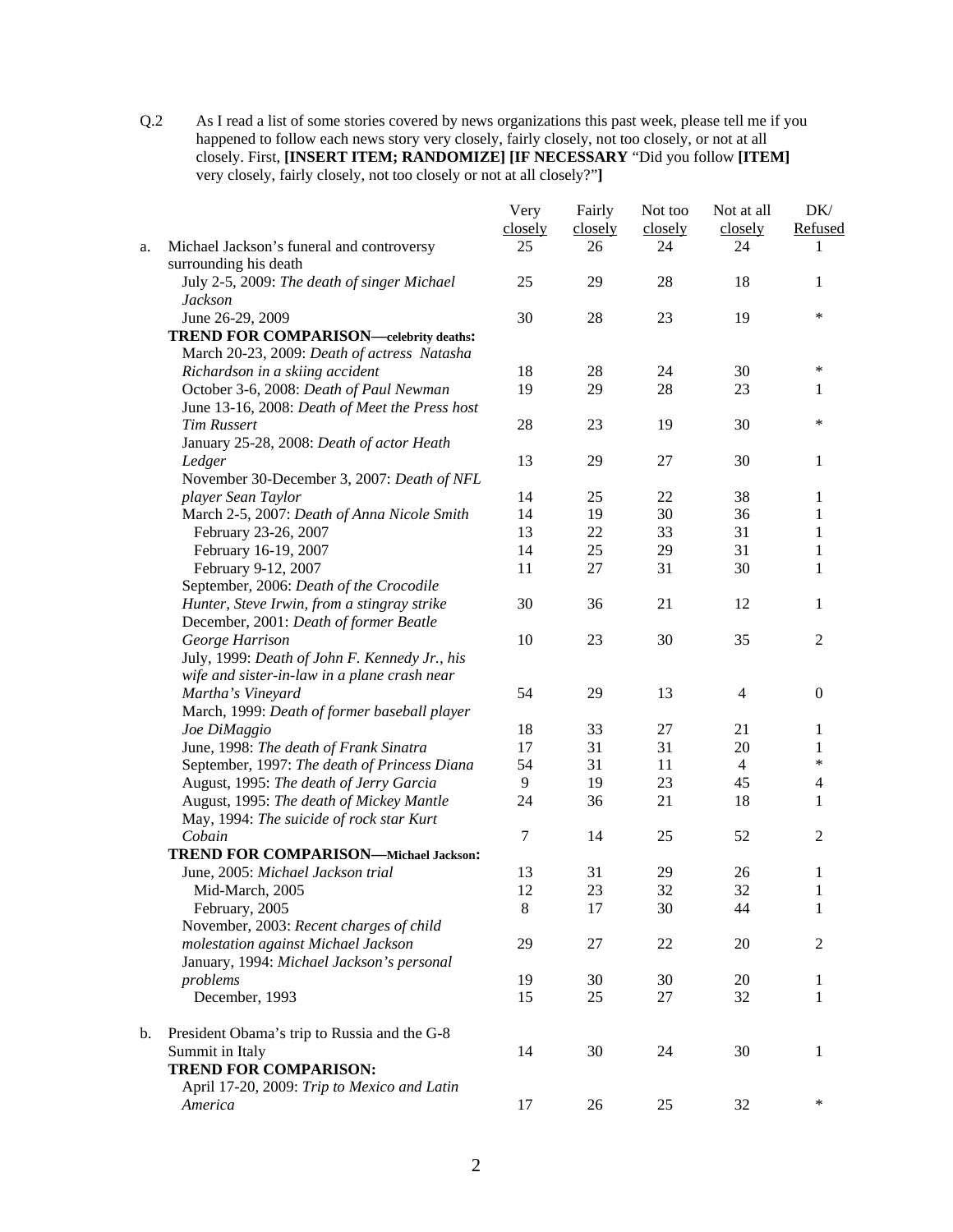Q.2 As I read a list of some stories covered by news organizations this past week, please tell me if you happened to follow each news story very closely, fairly closely, not too closely, or not at all closely. First, **[INSERT ITEM; RANDOMIZE] [IF NECESSARY** "Did you follow **[ITEM]** very closely, fairly closely, not too closely or not at all closely?"**]**

| | | Very closely | Fairly closely | Not too closely | Not at all closely | DK/ Refused |
|---|---|---|---|---|---|---|
| a. | Michael Jackson's funeral and controversy surrounding his death | 25 | 26 | 24 | 24 | 1 |
| | July 2-5, 2009: *The death of singer Michael Jackson* | 25 | 29 | 28 | 18 | 1 |
| | June 26-29, 2009 | 30 | 28 | 23 | 19 | * |
| | **TREND FOR COMPARISON—celebrity deaths:** | | | | | |
| | March 20-23, 2009: *Death of actress Natasha Richardson in a skiing accident* | 18 | 28 | 24 | 30 | * |
| | October 3-6, 2008: *Death of Paul Newman* | 19 | 29 | 28 | 23 | 1 |
| | June 13-16, 2008: *Death of Meet the Press host Tim Russert* | 28 | 23 | 19 | 30 | * |
| | January 25-28, 2008: *Death of actor Heath Ledger* | 13 | 29 | 27 | 30 | 1 |
| | November 30-December 3, 2007: *Death of NFL player Sean Taylor* | 14 | 25 | 22 | 38 | 1 |
| | March 2-5, 2007: *Death of Anna Nicole Smith* | 14 | 19 | 30 | 36 | 1 |
| | February 23-26, 2007 | 13 | 22 | 33 | 31 | 1 |
| | February 16-19, 2007 | 14 | 25 | 29 | 31 | 1 |
| | February 9-12, 2007 | 11 | 27 | 31 | 30 | 1 |
| | September, 2006: *Death of the Crocodile Hunter, Steve Irwin, from a stingray strike* | 30 | 36 | 21 | 12 | 1 |
| | December, 2001: *Death of former Beatle George Harrison* | 10 | 23 | 30 | 35 | 2 |
| | July, 1999: *Death of John F. Kennedy Jr., his wife and sister-in-law in a plane crash near Martha's Vineyard* | 54 | 29 | 13 | 4 | 0 |
| | March, 1999: *Death of former baseball player Joe DiMaggio* | 18 | 33 | 27 | 21 | 1 |
| | June, 1998: *The death of Frank Sinatra* | 17 | 31 | 31 | 20 | 1 |
| | September, 1997: *The death of Princess Diana* | 54 | 31 | 11 | 4 | * |
| | August, 1995: *The death of Jerry Garcia* | 9 | 19 | 23 | 45 | 4 |
| | August, 1995: *The death of Mickey Mantle* | 24 | 36 | 21 | 18 | 1 |
| | May, 1994: *The suicide of rock star Kurt Cobain* | 7 | 14 | 25 | 52 | 2 |
| | **TREND FOR COMPARISON—Michael Jackson:** | | | | | |
| | June, 2005: *Michael Jackson trial* | 13 | 31 | 29 | 26 | 1 |
| | Mid-March, 2005 | 12 | 23 | 32 | 32 | 1 |
| | February, 2005 | 8 | 17 | 30 | 44 | 1 |
| | November, 2003: *Recent charges of child molestation against Michael Jackson* | 29 | 27 | 22 | 20 | 2 |
| | January, 1994: *Michael Jackson's personal problems* | 19 | 30 | 30 | 20 | 1 |
| | December, 1993 | 15 | 25 | 27 | 32 | 1 |
| b. | President Obama's trip to Russia and the G-8 Summit in Italy | 14 | 30 | 24 | 30 | 1 |
| | **TREND FOR COMPARISON:** | | | | | |
| | April 17-20, 2009: *Trip to Mexico and Latin America* | 17 | 26 | 25 | 32 | * |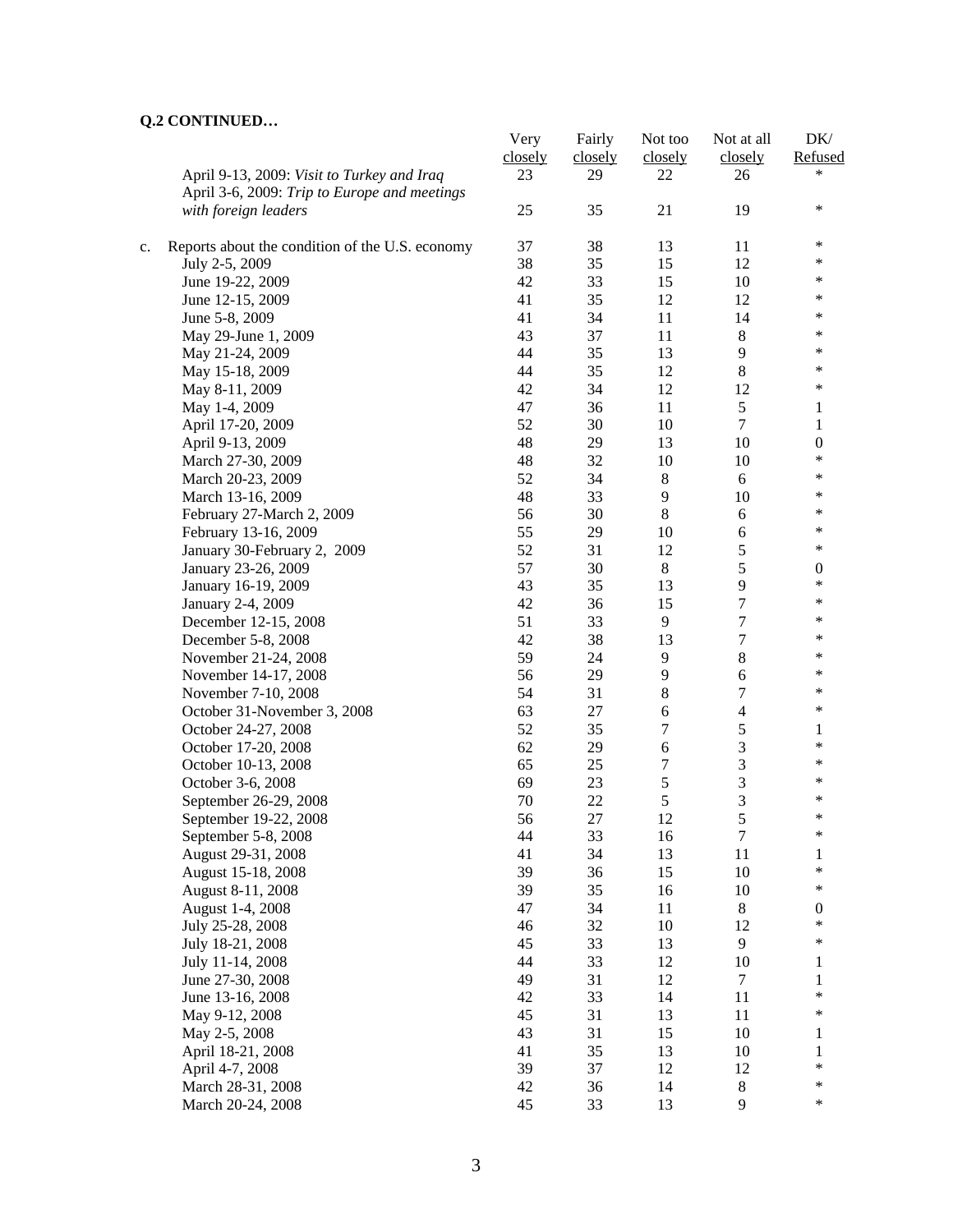**Q.2 CONTINUED…**

| | Very closely | Fairly closely | Not too closely | Not at all closely | DK/ Refused |
|---|---|---|---|---|---|
| April 9-13, 2009: *Visit to Turkey and Iraq* | 23 | 29 | 22 | 26 | * |
| April 3-6, 2009: *Trip to Europe and meetings with foreign leaders* | 25 | 35 | 21 | 19 | * |
| c. Reports about the condition of the U.S. economy | 37 | 38 | 13 | 11 | * |
| July 2-5, 2009 | 38 | 35 | 15 | 12 | * |
| June 19-22, 2009 | 42 | 33 | 15 | 10 | * |
| June 12-15, 2009 | 41 | 35 | 12 | 12 | * |
| June 5-8, 2009 | 41 | 34 | 11 | 14 | * |
| May 29-June 1, 2009 | 43 | 37 | 11 | 8 | * |
| May 21-24, 2009 | 44 | 35 | 13 | 9 | * |
| May 15-18, 2009 | 44 | 35 | 12 | 8 | * |
| May 8-11, 2009 | 42 | 34 | 12 | 12 | * |
| May 1-4, 2009 | 47 | 36 | 11 | 5 | 1 |
| April 17-20, 2009 | 52 | 30 | 10 | 7 | 1 |
| April 9-13, 2009 | 48 | 29 | 13 | 10 | 0 |
| March 27-30, 2009 | 48 | 32 | 10 | 10 | * |
| March 20-23, 2009 | 52 | 34 | 8 | 6 | * |
| March 13-16, 2009 | 48 | 33 | 9 | 10 | * |
| February 27-March 2, 2009 | 56 | 30 | 8 | 6 | * |
| February 13-16, 2009 | 55 | 29 | 10 | 6 | * |
| January 30-February 2, 2009 | 52 | 31 | 12 | 5 | * |
| January 23-26, 2009 | 57 | 30 | 8 | 5 | 0 |
| January 16-19, 2009 | 43 | 35 | 13 | 9 | * |
| January 2-4, 2009 | 42 | 36 | 15 | 7 | * |
| December 12-15, 2008 | 51 | 33 | 9 | 7 | * |
| December 5-8, 2008 | 42 | 38 | 13 | 7 | * |
| November 21-24, 2008 | 59 | 24 | 9 | 8 | * |
| November 14-17, 2008 | 56 | 29 | 9 | 6 | * |
| November 7-10, 2008 | 54 | 31 | 8 | 7 | * |
| October 31-November 3, 2008 | 63 | 27 | 6 | 4 | * |
| October 24-27, 2008 | 52 | 35 | 7 | 5 | 1 |
| October 17-20, 2008 | 62 | 29 | 6 | 3 | * |
| October 10-13, 2008 | 65 | 25 | 7 | 3 | * |
| October 3-6, 2008 | 69 | 23 | 5 | 3 | * |
| September 26-29, 2008 | 70 | 22 | 5 | 3 | * |
| September 19-22, 2008 | 56 | 27 | 12 | 5 | * |
| September 5-8, 2008 | 44 | 33 | 16 | 7 | * |
| August 29-31, 2008 | 41 | 34 | 13 | 11 | 1 |
| August 15-18, 2008 | 39 | 36 | 15 | 10 | * |
| August 8-11, 2008 | 39 | 35 | 16 | 10 | * |
| August 1-4, 2008 | 47 | 34 | 11 | 8 | 0 |
| July 25-28, 2008 | 46 | 32 | 10 | 12 | * |
| July 18-21, 2008 | 45 | 33 | 13 | 9 | * |
| July 11-14, 2008 | 44 | 33 | 12 | 10 | 1 |
| June 27-30, 2008 | 49 | 31 | 12 | 7 | 1 |
| June 13-16, 2008 | 42 | 33 | 14 | 11 | * |
| May 9-12, 2008 | 45 | 31 | 13 | 11 | * |
| May 2-5, 2008 | 43 | 31 | 15 | 10 | 1 |
| April 18-21, 2008 | 41 | 35 | 13 | 10 | 1 |
| April 4-7, 2008 | 39 | 37 | 12 | 12 | * |
| March 28-31, 2008 | 42 | 36 | 14 | 8 | * |
| March 20-24, 2008 | 45 | 33 | 13 | 9 | * |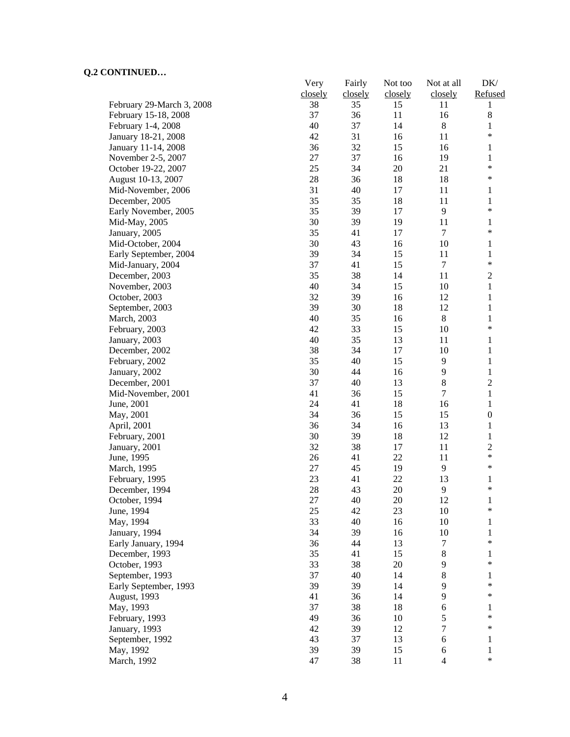**Q.2 CONTINUED…**

| | Very closely | Fairly closely | Not too closely | Not at all closely | DK/ Refused |
|---|---|---|---|---|---|
| February 29-March 3, 2008 | 38 | 35 | 15 | 11 | 1 |
| February 15-18, 2008 | 37 | 36 | 11 | 16 | 8 |
| February 1-4, 2008 | 40 | 37 | 14 | 8 | 1 |
| January 18-21, 2008 | 42 | 31 | 16 | 11 | * |
| January 11-14, 2008 | 36 | 32 | 15 | 16 | 1 |
| November 2-5, 2007 | 27 | 37 | 16 | 19 | 1 |
| October 19-22, 2007 | 25 | 34 | 20 | 21 | * |
| August 10-13, 2007 | 28 | 36 | 18 | 18 | * |
| Mid-November, 2006 | 31 | 40 | 17 | 11 | 1 |
| December, 2005 | 35 | 35 | 18 | 11 | 1 |
| Early November, 2005 | 35 | 39 | 17 | 9 | * |
| Mid-May, 2005 | 30 | 39 | 19 | 11 | 1 |
| January, 2005 | 35 | 41 | 17 | 7 | * |
| Mid-October, 2004 | 30 | 43 | 16 | 10 | 1 |
| Early September, 2004 | 39 | 34 | 15 | 11 | 1 |
| Mid-January, 2004 | 37 | 41 | 15 | 7 | * |
| December, 2003 | 35 | 38 | 14 | 11 | 2 |
| November, 2003 | 40 | 34 | 15 | 10 | 1 |
| October, 2003 | 32 | 39 | 16 | 12 | 1 |
| September, 2003 | 39 | 30 | 18 | 12 | 1 |
| March, 2003 | 40 | 35 | 16 | 8 | 1 |
| February, 2003 | 42 | 33 | 15 | 10 | * |
| January, 2003 | 40 | 35 | 13 | 11 | 1 |
| December, 2002 | 38 | 34 | 17 | 10 | 1 |
| February, 2002 | 35 | 40 | 15 | 9 | 1 |
| January, 2002 | 30 | 44 | 16 | 9 | 1 |
| December, 2001 | 37 | 40 | 13 | 8 | 2 |
| Mid-November, 2001 | 41 | 36 | 15 | 7 | 1 |
| June, 2001 | 24 | 41 | 18 | 16 | 1 |
| May, 2001 | 34 | 36 | 15 | 15 | 0 |
| April, 2001 | 36 | 34 | 16 | 13 | 1 |
| February, 2001 | 30 | 39 | 18 | 12 | 1 |
| January, 2001 | 32 | 38 | 17 | 11 | 2 |
| June, 1995 | 26 | 41 | 22 | 11 | * |
| March, 1995 | 27 | 45 | 19 | 9 | * |
| February, 1995 | 23 | 41 | 22 | 13 | 1 |
| December, 1994 | 28 | 43 | 20 | 9 | * |
| October, 1994 | 27 | 40 | 20 | 12 | 1 |
| June, 1994 | 25 | 42 | 23 | 10 | * |
| May, 1994 | 33 | 40 | 16 | 10 | 1 |
| January, 1994 | 34 | 39 | 16 | 10 | 1 |
| Early January, 1994 | 36 | 44 | 13 | 7 | * |
| December, 1993 | 35 | 41 | 15 | 8 | 1 |
| October, 1993 | 33 | 38 | 20 | 9 | * |
| September, 1993 | 37 | 40 | 14 | 8 | 1 |
| Early September, 1993 | 39 | 39 | 14 | 9 | * |
| August, 1993 | 41 | 36 | 14 | 9 | * |
| May, 1993 | 37 | 38 | 18 | 6 | 1 |
| February, 1993 | 49 | 36 | 10 | 5 | * |
| January, 1993 | 42 | 39 | 12 | 7 | * |
| September, 1992 | 43 | 37 | 13 | 6 | 1 |
| May, 1992 | 39 | 39 | 15 | 6 | 1 |
| March, 1992 | 47 | 38 | 11 | 4 | * |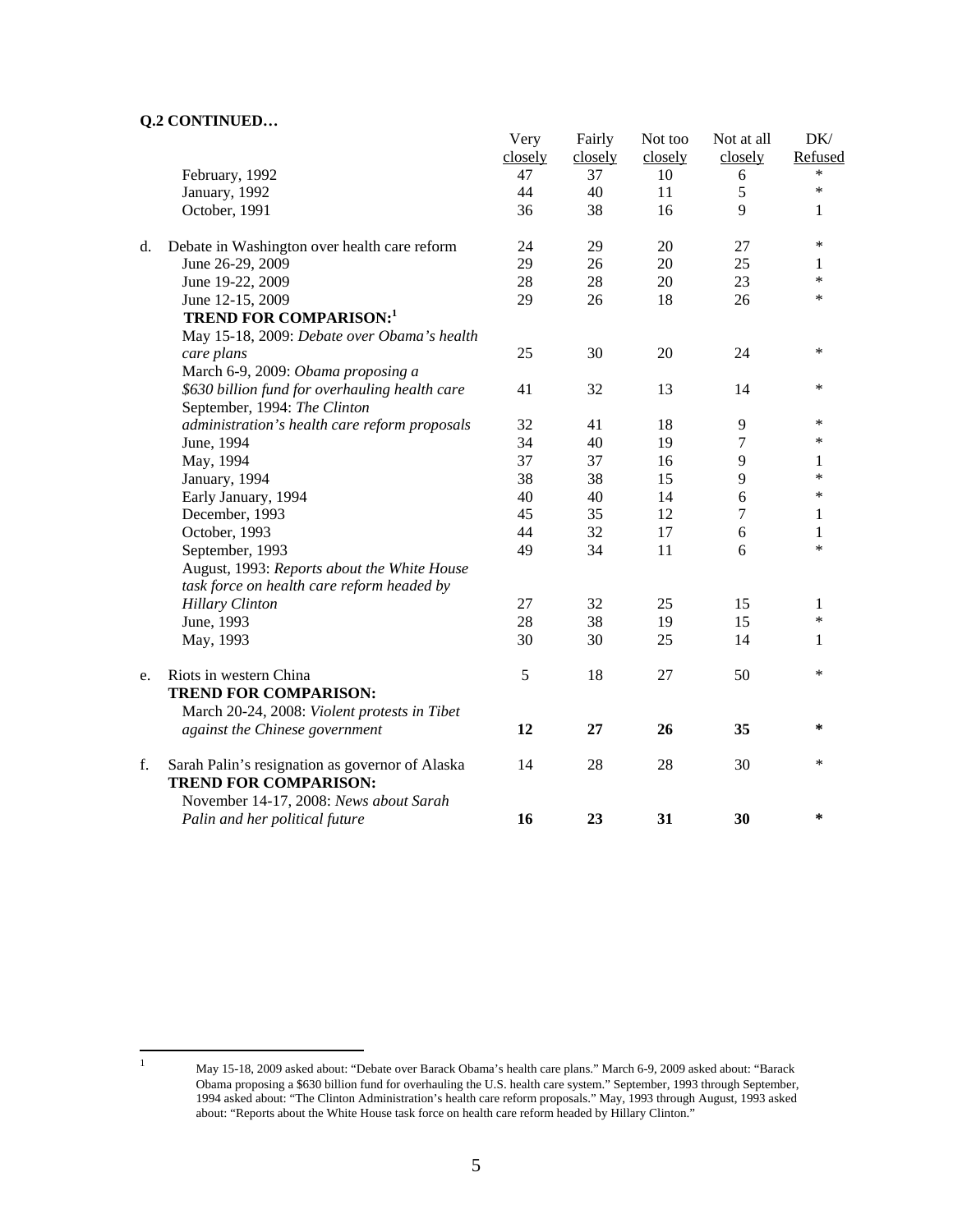**Q.2 CONTINUED…**

| | | Very closely | Fairly closely | Not too closely | Not at all closely | DK/ Refused |
|---|---|---|---|---|---|---|
| | February, 1992 | 47 | 37 | 10 | 6 | * |
| | January, 1992 | 44 | 40 | 11 | 5 | * |
| | October, 1991 | 36 | 38 | 16 | 9 | 1 |
| d. | Debate in Washington over health care reform | 24 | 29 | 20 | 27 | * |
| | June 26-29, 2009 | 29 | 26 | 20 | 25 | 1 |
| | June 19-22, 2009 | 28 | 28 | 20 | 23 | * |
| | June 12-15, 2009 | 29 | 26 | 18 | 26 | * |
| | **TREND FOR COMPARISON:**[1] | | | | | |
| | May 15-18, 2009: *Debate over Obama's health care plans* | 25 | 30 | 20 | 24 | * |
| | March 6-9, 2009: *Obama proposing a $630 billion fund for overhauling health care* | 41 | 32 | 13 | 14 | * |
| | September, 1994: *The Clinton administration's health care reform proposals* | 32 | 41 | 18 | 9 | * |
| | June, 1994 | 34 | 40 | 19 | 7 | * |
| | May, 1994 | 37 | 37 | 16 | 9 | 1 |
| | January, 1994 | 38 | 38 | 15 | 9 | * |
| | Early January, 1994 | 40 | 40 | 14 | 6 | * |
| | December, 1993 | 45 | 35 | 12 | 7 | 1 |
| | October, 1993 | 44 | 32 | 17 | 6 | 1 |
| | September, 1993 | 49 | 34 | 11 | 6 | * |
| | August, 1993: *Reports about the White House task force on health care reform headed by Hillary Clinton* | 27 | 32 | 25 | 15 | 1 |
| | June, 1993 | 28 | 38 | 19 | 15 | * |
| | May, 1993 | 30 | 30 | 25 | 14 | 1 |
| e. | Riots in western China | 5 | 18 | 27 | 50 | * |
| | **TREND FOR COMPARISON:** | | | | | |
| | March 20-24, 2008: *Violent protests in Tibet against the Chinese government* | **12** | **27** | **26** | **35** | ***** |
| f. | Sarah Palin's resignation as governor of Alaska | 14 | 28 | 28 | 30 | * |
| | **TREND FOR COMPARISON:** | | | | | |
| | November 14-17, 2008: *News about Sarah Palin and her political future* | **16** | **23** | **31** | **30** | ***** |

[1] May 15-18, 2009 asked about: "Debate over Barack Obama's health care plans." March 6-9, 2009 asked about: "Barack Obama proposing a $630 billion fund for overhauling the U.S. health care system." September, 1993 through September, 1994 asked about: "The Clinton Administration's health care reform proposals." May, 1993 through August, 1993 asked about: "Reports about the White House task force on health care reform headed by Hillary Clinton."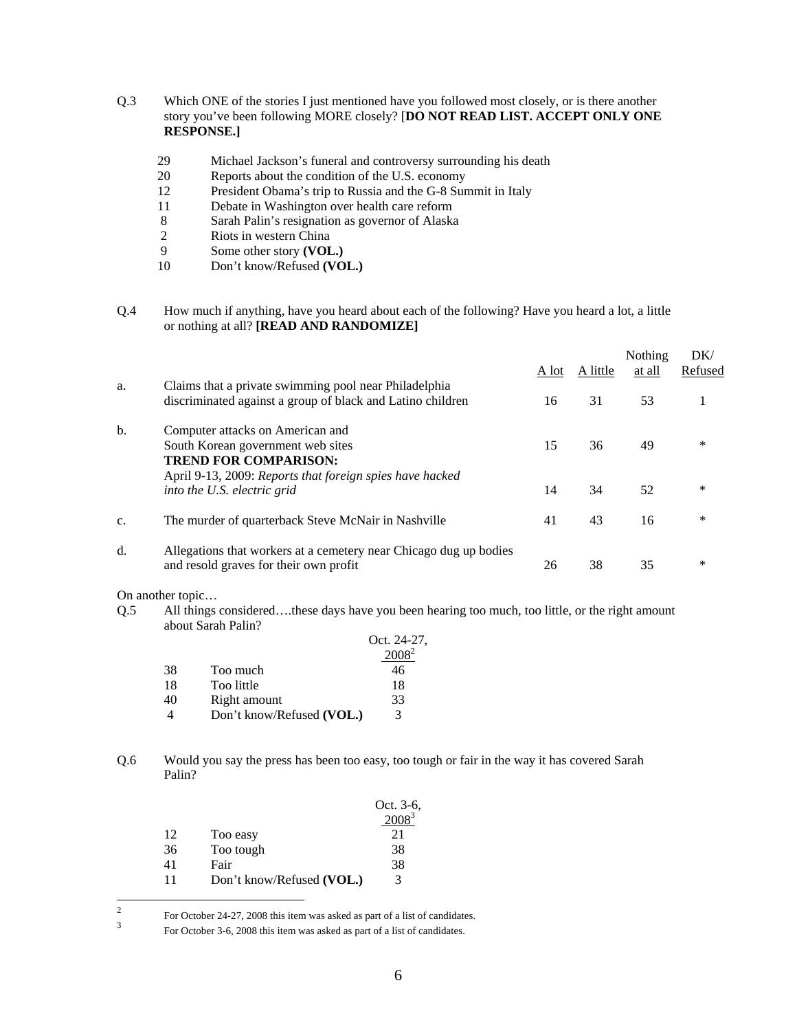Q.3 Which ONE of the stories I just mentioned have you followed most closely, or is there another story you've been following MORE closely? [**DO NOT READ LIST. ACCEPT ONLY ONE RESPONSE.]**

| | |
|---|---|
| 29 | Michael Jackson's funeral and controversy surrounding his death |
| 20 | Reports about the condition of the U.S. economy |
| 12 | President Obama's trip to Russia and the G-8 Summit in Italy |
| 11 | Debate in Washington over health care reform |
| 8 | Sarah Palin's resignation as governor of Alaska |
| 2 | Riots in western China |
| 9 | Some other story **(VOL.)** |
| 10 | Don't know/Refused **(VOL.)** |

Q.4 How much if anything, have you heard about each of the following? Have you heard a lot, a little or nothing at all? **[READ AND RANDOMIZE]**

| | | A lot | A little | Nothing at all | DK/ Refused |
|---|---|---|---|---|---|
| a. | Claims that a private swimming pool near Philadelphia discriminated against a group of black and Latino children | 16 | 31 | 53 | 1 |
| b. | Computer attacks on American and South Korean government web sites | 15 | 36 | 49 | * |
| | **TREND FOR COMPARISON:** April 9-13, 2009: *Reports that foreign spies have hacked into the U.S. electric grid* | 14 | 34 | 52 | * |
| c. | The murder of quarterback Steve McNair in Nashville | 41 | 43 | 16 | * |
| d. | Allegations that workers at a cemetery near Chicago dug up bodies and resold graves for their own profit | 26 | 38 | 35 | * |

On another topic…

Q.5 All things considered….these days have you been hearing too much, too little, or the right amount about Sarah Palin?

| | | Oct. 24-27, 2008[2] |
|---|---|---|
| 38 | Too much | 46 |
| 18 | Too little | 18 |
| 40 | Right amount | 33 |
| 4 | Don't know/Refused **(VOL.)** | 3 |

Q.6 Would you say the press has been too easy, too tough or fair in the way it has covered Sarah Palin?

| | | Oct. 3-6, 2008[3] |
|---|---|---|
| 12 | Too easy | 21 |
| 36 | Too tough | 38 |
| 41 | Fair | 38 |
| 11 | Don't know/Refused **(VOL.)** | 3 |

[2] For October 24-27, 2008 this item was asked as part of a list of candidates.

[3] For October 3-6, 2008 this item was asked as part of a list of candidates.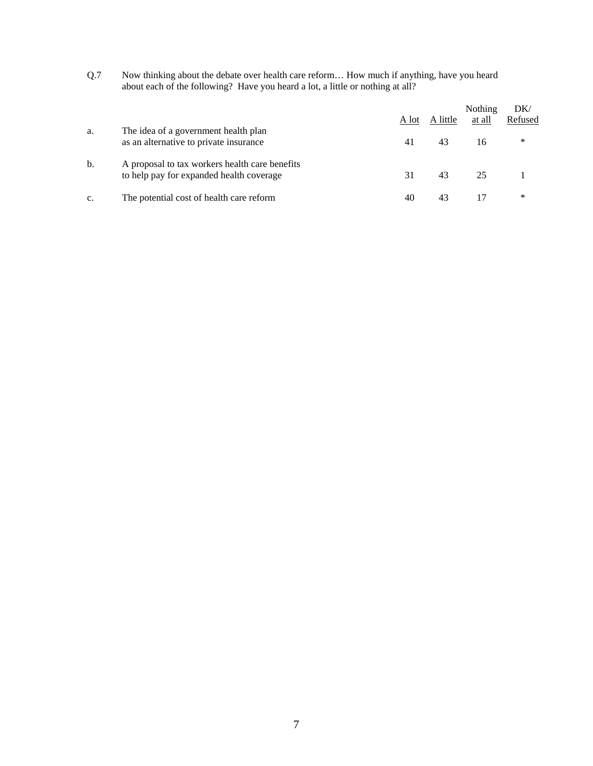Q.7 Now thinking about the debate over health care reform… How much if anything, have you heard about each of the following? Have you heard a lot, a little or nothing at all?

| | | A lot | A little | Nothing at all | DK/ Refused |
|---|---|---|---|---|---|
| a. | The idea of a government health plan as an alternative to private insurance | 41 | 43 | 16 | * |
| b. | A proposal to tax workers health care benefits to help pay for expanded health coverage | 31 | 43 | 25 | 1 |
| c. | The potential cost of health care reform | 40 | 43 | 17 | * |